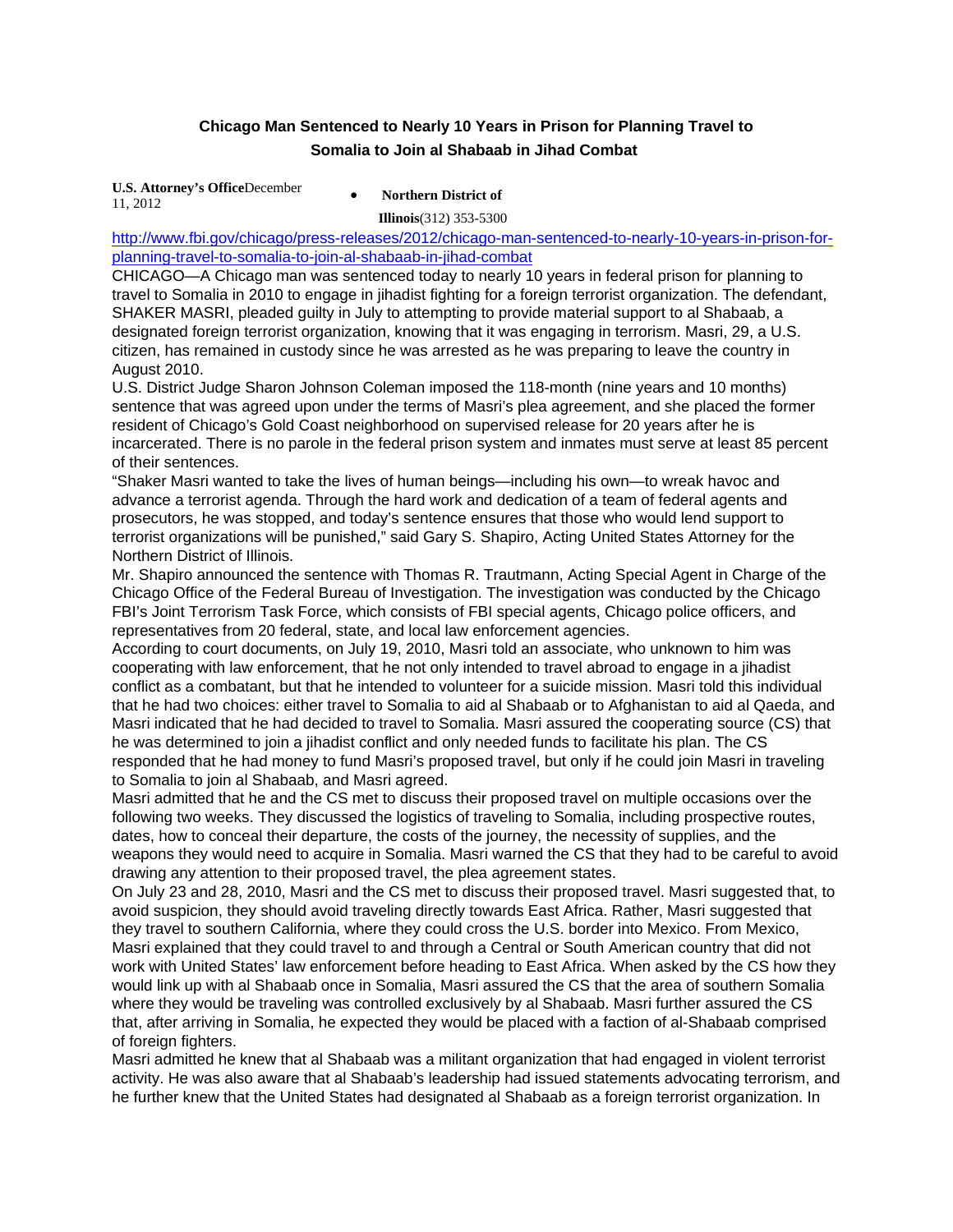## Chicago Man Sentenced to Nearly 10 Years in Prison for Planning Travel to Somalia to Join al Shabaab in Jihad Combat

**U.S. Attorney's Office** December 11, 2012

- **Northern District of Illinois** (312) 353-5300

http://www.fbi.gov/chicago/press-releases/2012/chicago-man-sentenced-to-nearly-10-years-in-prison-for-planning-travel-to-somalia-to-join-al-shabaab-in-jihad-combat

CHICAGO—A Chicago man was sentenced today to nearly 10 years in federal prison for planning to travel to Somalia in 2010 to engage in jihadist fighting for a foreign terrorist organization. The defendant, SHAKER MASRI, pleaded guilty in July to attempting to provide material support to al Shabaab, a designated foreign terrorist organization, knowing that it was engaging in terrorism. Masri, 29, a U.S. citizen, has remained in custody since he was arrested as he was preparing to leave the country in August 2010.

U.S. District Judge Sharon Johnson Coleman imposed the 118-month (nine years and 10 months) sentence that was agreed upon under the terms of Masri's plea agreement, and she placed the former resident of Chicago's Gold Coast neighborhood on supervised release for 20 years after he is incarcerated. There is no parole in the federal prison system and inmates must serve at least 85 percent of their sentences.

"Shaker Masri wanted to take the lives of human beings—including his own—to wreak havoc and advance a terrorist agenda. Through the hard work and dedication of a team of federal agents and prosecutors, he was stopped, and today's sentence ensures that those who would lend support to terrorist organizations will be punished," said Gary S. Shapiro, Acting United States Attorney for the Northern District of Illinois.

Mr. Shapiro announced the sentence with Thomas R. Trautmann, Acting Special Agent in Charge of the Chicago Office of the Federal Bureau of Investigation. The investigation was conducted by the Chicago FBI's Joint Terrorism Task Force, which consists of FBI special agents, Chicago police officers, and representatives from 20 federal, state, and local law enforcement agencies.

According to court documents, on July 19, 2010, Masri told an associate, who unknown to him was cooperating with law enforcement, that he not only intended to travel abroad to engage in a jihadist conflict as a combatant, but that he intended to volunteer for a suicide mission. Masri told this individual that he had two choices: either travel to Somalia to aid al Shabaab or to Afghanistan to aid al Qaeda, and Masri indicated that he had decided to travel to Somalia. Masri assured the cooperating source (CS) that he was determined to join a jihadist conflict and only needed funds to facilitate his plan. The CS responded that he had money to fund Masri's proposed travel, but only if he could join Masri in traveling to Somalia to join al Shabaab, and Masri agreed.

Masri admitted that he and the CS met to discuss their proposed travel on multiple occasions over the following two weeks. They discussed the logistics of traveling to Somalia, including prospective routes, dates, how to conceal their departure, the costs of the journey, the necessity of supplies, and the weapons they would need to acquire in Somalia. Masri warned the CS that they had to be careful to avoid drawing any attention to their proposed travel, the plea agreement states.

On July 23 and 28, 2010, Masri and the CS met to discuss their proposed travel. Masri suggested that, to avoid suspicion, they should avoid traveling directly towards East Africa. Rather, Masri suggested that they travel to southern California, where they could cross the U.S. border into Mexico. From Mexico, Masri explained that they could travel to and through a Central or South American country that did not work with United States' law enforcement before heading to East Africa. When asked by the CS how they would link up with al Shabaab once in Somalia, Masri assured the CS that the area of southern Somalia where they would be traveling was controlled exclusively by al Shabaab. Masri further assured the CS that, after arriving in Somalia, he expected they would be placed with a faction of al-Shabaab comprised of foreign fighters.

Masri admitted he knew that al Shabaab was a militant organization that had engaged in violent terrorist activity. He was also aware that al Shabaab's leadership had issued statements advocating terrorism, and he further knew that the United States had designated al Shabaab as a foreign terrorist organization. In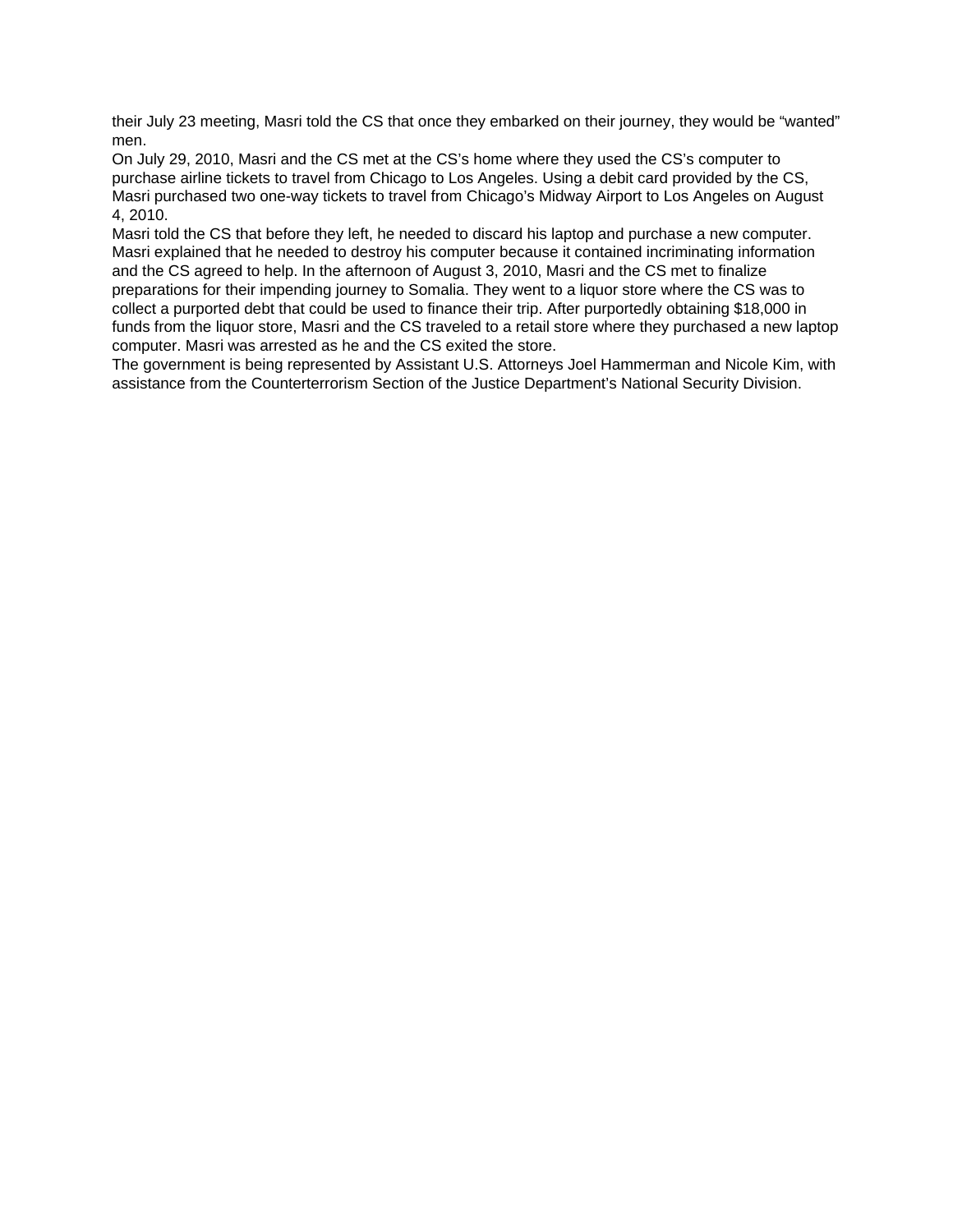their July 23 meeting, Masri told the CS that once they embarked on their journey, they would be “wanted” men.

On July 29, 2010, Masri and the CS met at the CS’s home where they used the CS’s computer to purchase airline tickets to travel from Chicago to Los Angeles. Using a debit card provided by the CS, Masri purchased two one-way tickets to travel from Chicago’s Midway Airport to Los Angeles on August 4, 2010.

Masri told the CS that before they left, he needed to discard his laptop and purchase a new computer. Masri explained that he needed to destroy his computer because it contained incriminating information and the CS agreed to help. In the afternoon of August 3, 2010, Masri and the CS met to finalize preparations for their impending journey to Somalia. They went to a liquor store where the CS was to collect a purported debt that could be used to finance their trip. After purportedly obtaining $18,000 in funds from the liquor store, Masri and the CS traveled to a retail store where they purchased a new laptop computer. Masri was arrested as he and the CS exited the store.

The government is being represented by Assistant U.S. Attorneys Joel Hammerman and Nicole Kim, with assistance from the Counterterrorism Section of the Justice Department’s National Security Division.